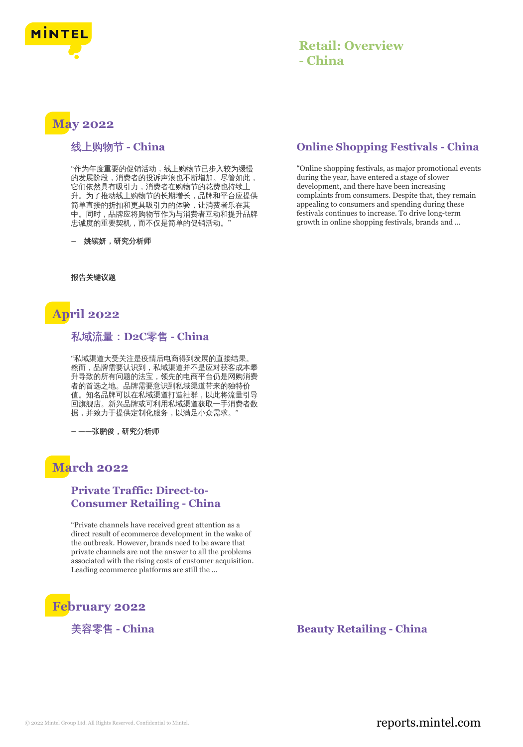# Retail: Overview - China

## May 2022

### 线上购物节 - China

"作为年度重要的促销活动，线上购物节已步入较为缓慢的发展阶段，消费者的投诉声浪也不断增加。尽管如此，它们依然具有吸引力，消费者在购物节的花费也持续上升。为了推动线上购物节的长期增长，品牌和平台应提供简单直接的折扣和更具吸引力的体验，让消费者乐在其中。同时，品牌应将购物节作为与消费者互动和提升品牌忠诚度的重要契机，而不仅是简单的促销活动。"

– **姚镔妍，研究分析师**

**报告关键议题**

### Online Shopping Festivals - China

"Online shopping festivals, as major promotional events during the year, have entered a stage of slower development, and there have been increasing complaints from consumers. Despite that, they remain appealing to consumers and spending during these festivals continues to increase. To drive long-term growth in online shopping festivals, brands and ...

## April 2022

### 私域流量：D2C零售 - China

"私域渠道大受关注是疫情后电商得到发展的直接结果。然而，品牌需要认识到，私域渠道并不是应对获客成本攀升导致的所有问题的法宝，领先的电商平台仍是网购消费者的首选之地。品牌需要意识到私域渠道带来的独特价值。知名品牌可以在私域渠道打造社群，以此将流量引导回旗舰店。新兴品牌或可利用私域渠道获取一手消费者数据，并致力于提供定制化服务，以满足小众需求。"

**– ——张鹏俊，研究分析师**

## March 2022

### Private Traffic: Direct-to-Consumer Retailing - China

"Private channels have received great attention as a direct result of ecommerce development in the wake of the outbreak. However, brands need to be aware that private channels are not the answer to all the problems associated with the rising costs of customer acquisition. Leading ecommerce platforms are still the ...

## February 2022

### 美容零售 - China

### Beauty Retailing - China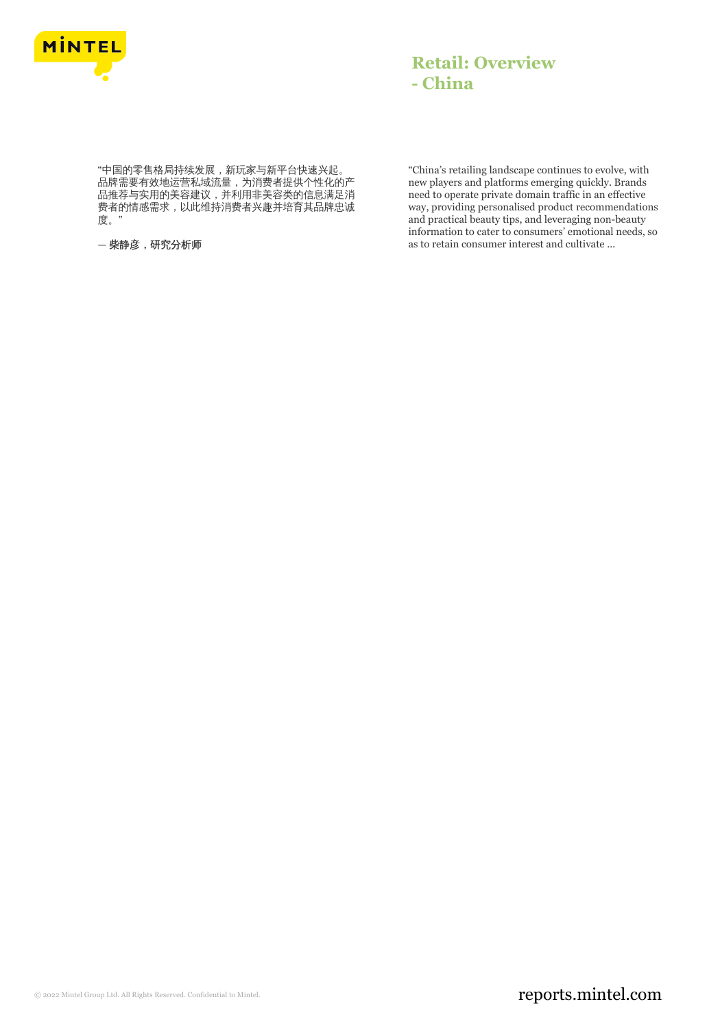# Retail: Overview - China

"中国的零售格局持续发展，新玩家与新平台快速兴起。品牌需要有效地运营私域流量，为消费者提供个性化的产品推荐与实用的美容建议，并利用非美容类的信息满足消费者的情感需求，以此维持消费者兴趣并培育其品牌忠诚度。"

— 柴静彦，研究分析师

"China's retailing landscape continues to evolve, with new players and platforms emerging quickly. Brands need to operate private domain traffic in an effective way, providing personalised product recommendations and practical beauty tips, and leveraging non-beauty information to cater to consumers' emotional needs, so as to retain consumer interest and cultivate ...